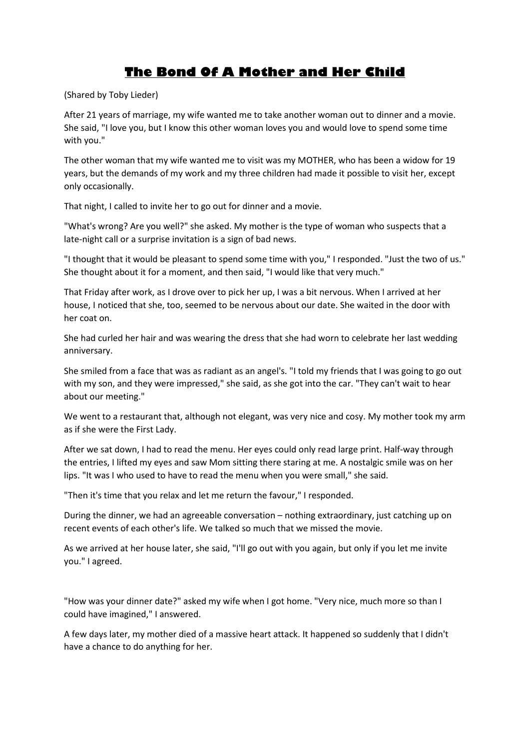# The Bond Of A Mother and Her Child

(Shared by Toby Lieder)

After 21 years of marriage, my wife wanted me to take another woman out to dinner and a movie. She said, "I love you, but I know this other woman loves you and would love to spend some time with you."

The other woman that my wife wanted me to visit was my MOTHER, who has been a widow for 19 years, but the demands of my work and my three children had made it possible to visit her, except only occasionally.

That night, I called to invite her to go out for dinner and a movie.

"What's wrong? Are you well?" she asked. My mother is the type of woman who suspects that a late-night call or a surprise invitation is a sign of bad news.

"I thought that it would be pleasant to spend some time with you," I responded. "Just the two of us." She thought about it for a moment, and then said, "I would like that very much."

That Friday after work, as I drove over to pick her up, I was a bit nervous. When I arrived at her house, I noticed that she, too, seemed to be nervous about our date. She waited in the door with her coat on.

She had curled her hair and was wearing the dress that she had worn to celebrate her last wedding anniversary.

She smiled from a face that was as radiant as an angel's. "I told my friends that I was going to go out with my son, and they were impressed," she said, as she got into the car. "They can't wait to hear about our meeting."

We went to a restaurant that, although not elegant, was very nice and cosy. My mother took my arm as if she were the First Lady.

After we sat down, I had to read the menu. Her eyes could only read large print. Half-way through the entries, I lifted my eyes and saw Mom sitting there staring at me. A nostalgic smile was on her lips. "It was I who used to have to read the menu when you were small," she said.

"Then it's time that you relax and let me return the favour," I responded.

During the dinner, we had an agreeable conversation – nothing extraordinary, just catching up on recent events of each other's life. We talked so much that we missed the movie.

As we arrived at her house later, she said, "I'll go out with you again, but only if you let me invite you." I agreed.

"How was your dinner date?" asked my wife when I got home. "Very nice, much more so than I could have imagined," I answered.

A few days later, my mother died of a massive heart attack. It happened so suddenly that I didn't have a chance to do anything for her.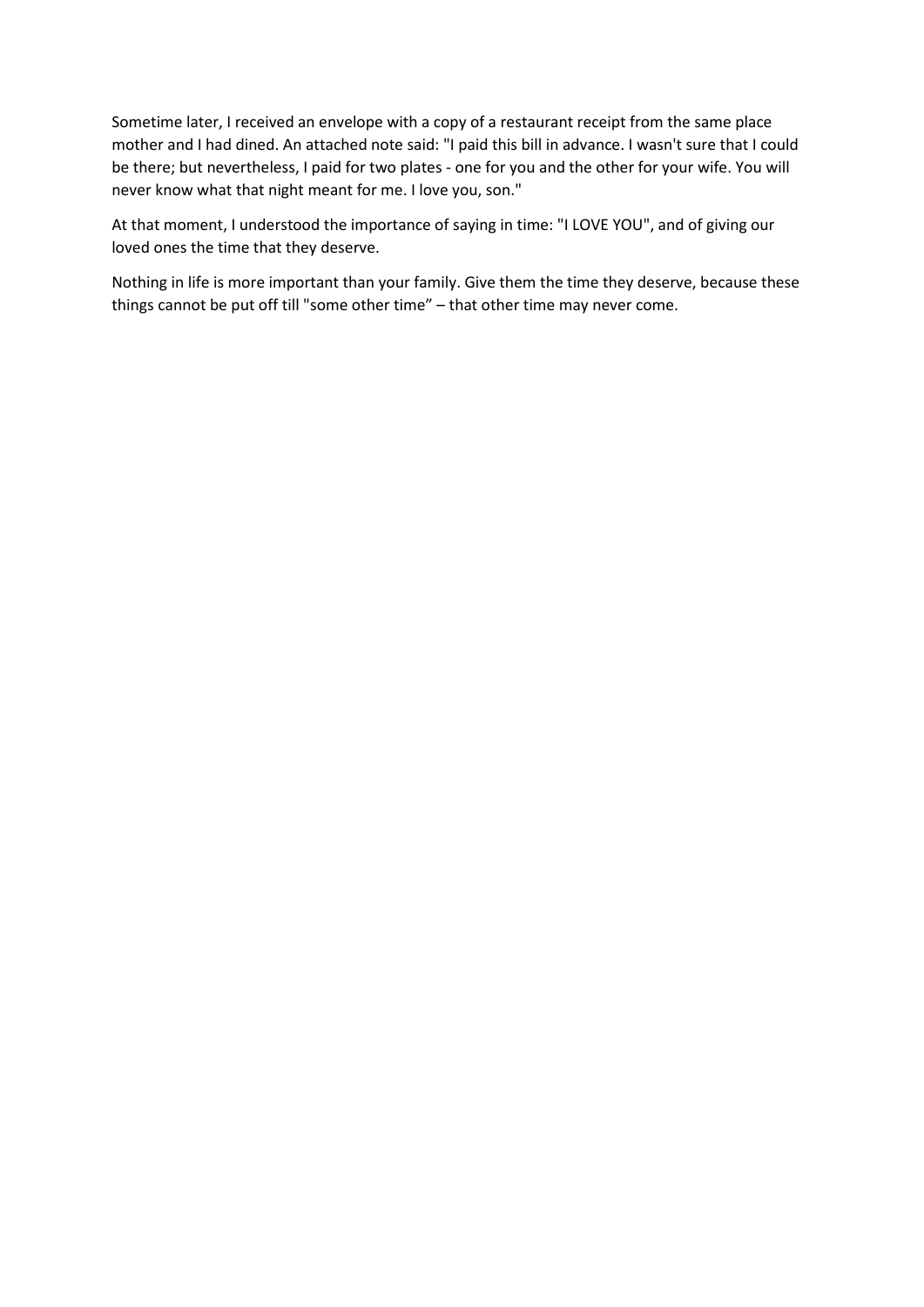Sometime later, I received an envelope with a copy of a restaurant receipt from the same place mother and I had dined. An attached note said: "I paid this bill in advance. I wasn't sure that I could be there; but nevertheless, I paid for two plates - one for you and the other for your wife. You will never know what that night meant for me. I love you, son."

At that moment, I understood the importance of saying in time: "I LOVE YOU", and of giving our loved ones the time that they deserve.

Nothing in life is more important than your family. Give them the time they deserve, because these things cannot be put off till "some other time" – that other time may never come.